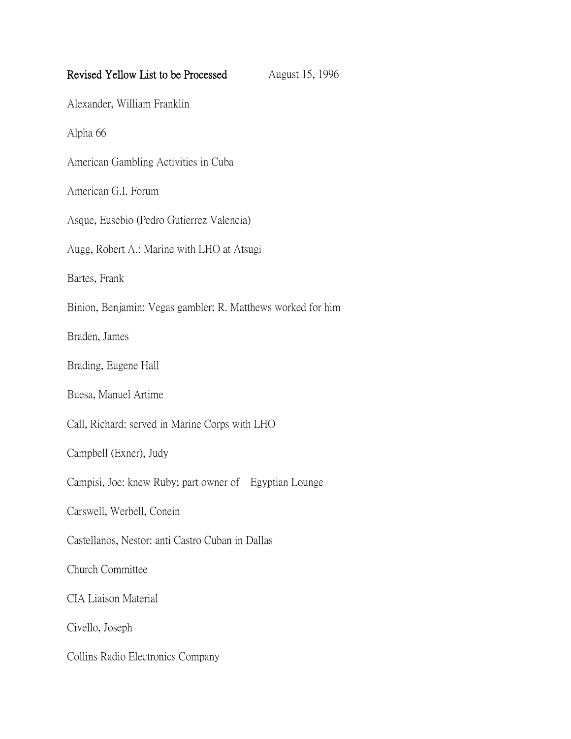**Revised Yellow List to be Processed** August 15, 1996

Alexander, William Franklin

Alpha 66

American Gambling Activities in Cuba

American G.I. Forum

Asque, Eusebio (Pedro Gutierrez Valencia)

Augg, Robert A.: Marine with LHO at Atsugi

Bartes, Frank

Binion, Benjamin: Vegas gambler; R. Matthews worked for him

Braden, James

Brading, Eugene Hall

Buesa, Manuel Artime

Call, Richard: served in Marine Corps with LHO

Campbell (Exner), Judy

Campisi, Joe: knew Ruby; part owner of Egyptian Lounge

Carswell, Werbell, Conein

Castellanos, Nestor: anti Castro Cuban in Dallas

Church Committee

CIA Liaison Material

Civello, Joseph

Collins Radio Electronics Company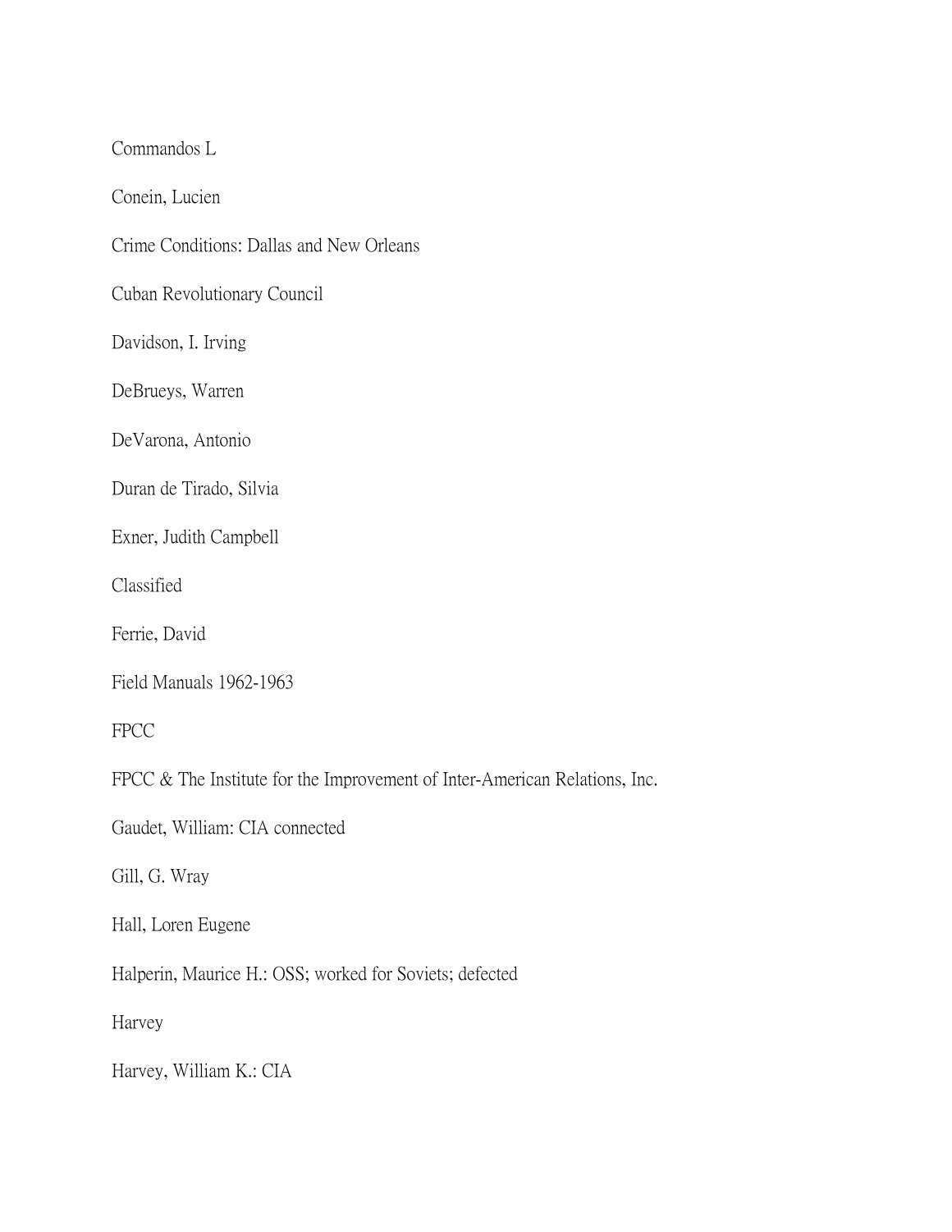Commandos L

Conein, Lucien

Crime Conditions: Dallas and New Orleans

Cuban Revolutionary Council

Davidson, I. Irving

DeBrueys, Warren

DeVarona, Antonio

Duran de Tirado, Silvia

Exner, Judith Campbell

Classified

Ferrie, David

Field Manuals 1962-1963

FPCC

FPCC & The Institute for the Improvement of Inter-American Relations, Inc.

Gaudet, William: CIA connected

Gill, G. Wray

Hall, Loren Eugene

Halperin, Maurice H.: OSS; worked for Soviets; defected

Harvey

Harvey, William K.: CIA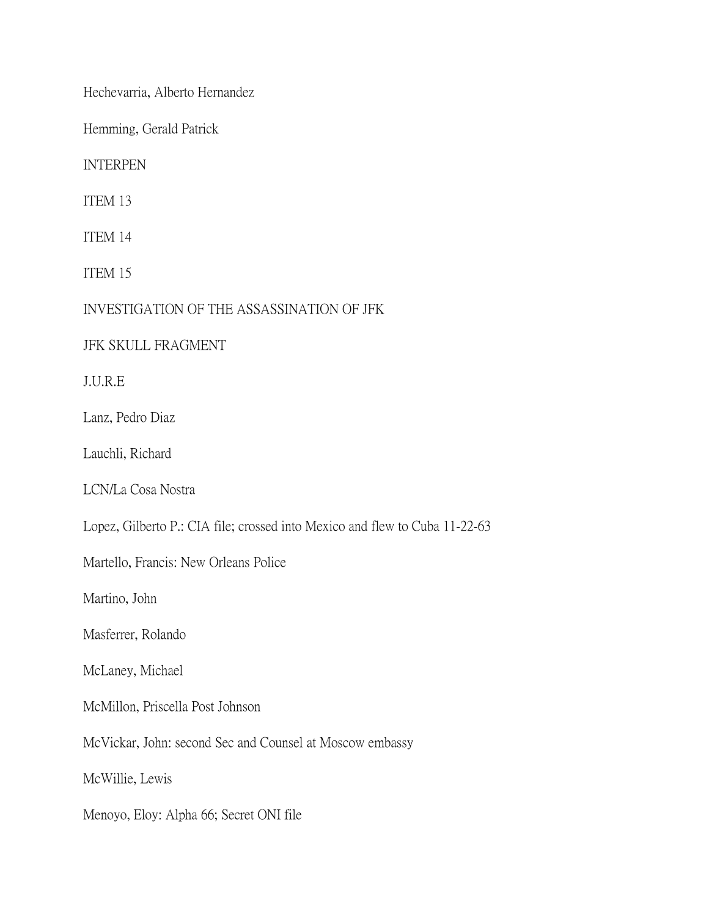Hechevarria, Alberto Hernandez

Hemming, Gerald Patrick

INTERPEN

ITEM 13

ITEM 14

ITEM 15

INVESTIGATION OF THE ASSASSINATION OF JFK

JFK SKULL FRAGMENT

J.U.R.E

Lanz, Pedro Diaz

Lauchli, Richard

LCN/La Cosa Nostra

Lopez, Gilberto P.: CIA file; crossed into Mexico and flew to Cuba 11-22-63

Martello, Francis: New Orleans Police

Martino, John

Masferrer, Rolando

McLaney, Michael

McMillon, Priscella Post Johnson

McVickar, John: second Sec and Counsel at Moscow embassy

McWillie, Lewis

Menoyo, Eloy: Alpha 66; Secret ONI file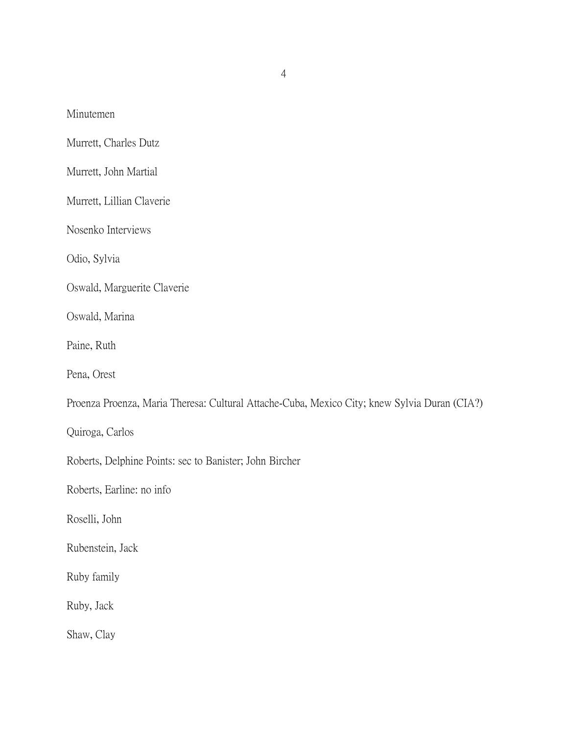Minutemen

Murrett, Charles Dutz

Murrett, John Martial

Murrett, Lillian Claverie

Nosenko Interviews

Odio, Sylvia

Oswald, Marguerite Claverie

Oswald, Marina

Paine, Ruth

Pena, Orest

Proenza Proenza, Maria Theresa: Cultural Attache-Cuba, Mexico City; knew Sylvia Duran (CIA?)

Quiroga, Carlos

Roberts, Delphine Points: sec to Banister; John Bircher

Roberts, Earline: no info

Roselli, John

Rubenstein, Jack

Ruby family

Ruby, Jack

Shaw, Clay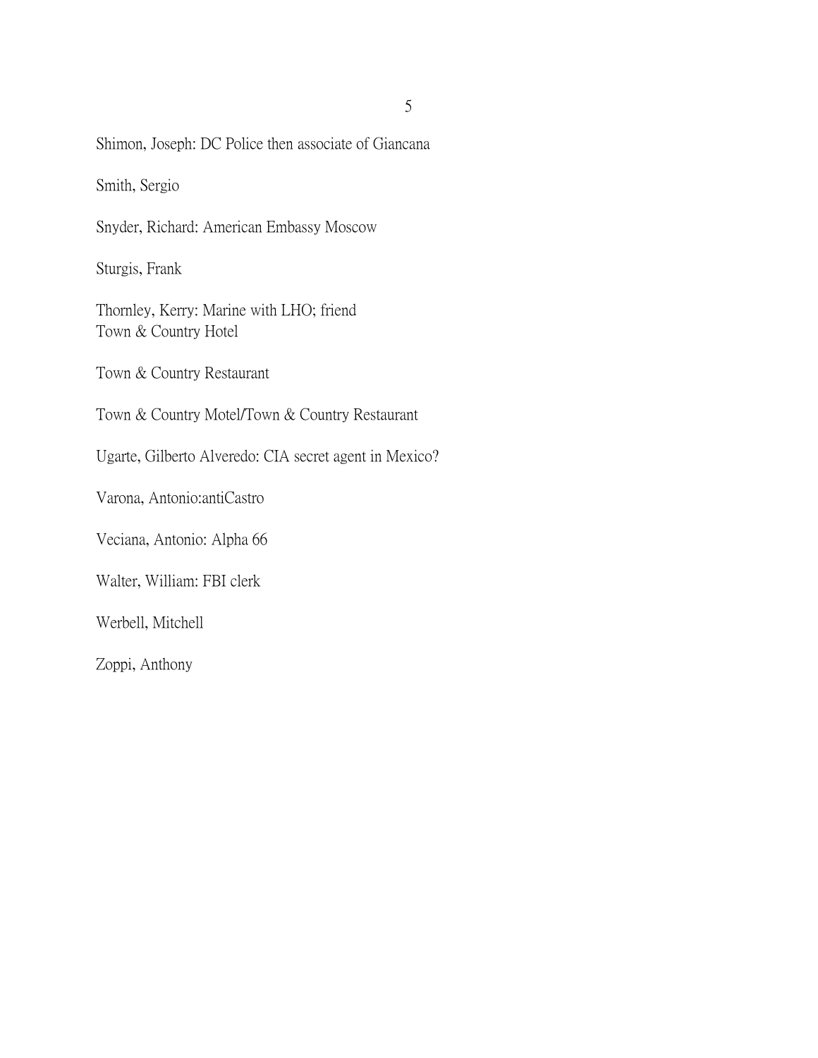Shimon, Joseph: DC Police then associate of Giancana

Smith, Sergio

Snyder, Richard: American Embassy Moscow

Sturgis, Frank

Thornley, Kerry: Marine with LHO; friend
Town & Country Hotel

Town & Country Restaurant

Town & Country Motel/Town & Country Restaurant

Ugarte, Gilberto Alveredo: CIA secret agent in Mexico?

Varona, Antonio:antiCastro

Veciana, Antonio: Alpha 66

Walter, William: FBI clerk

Werbell, Mitchell

Zoppi, Anthony